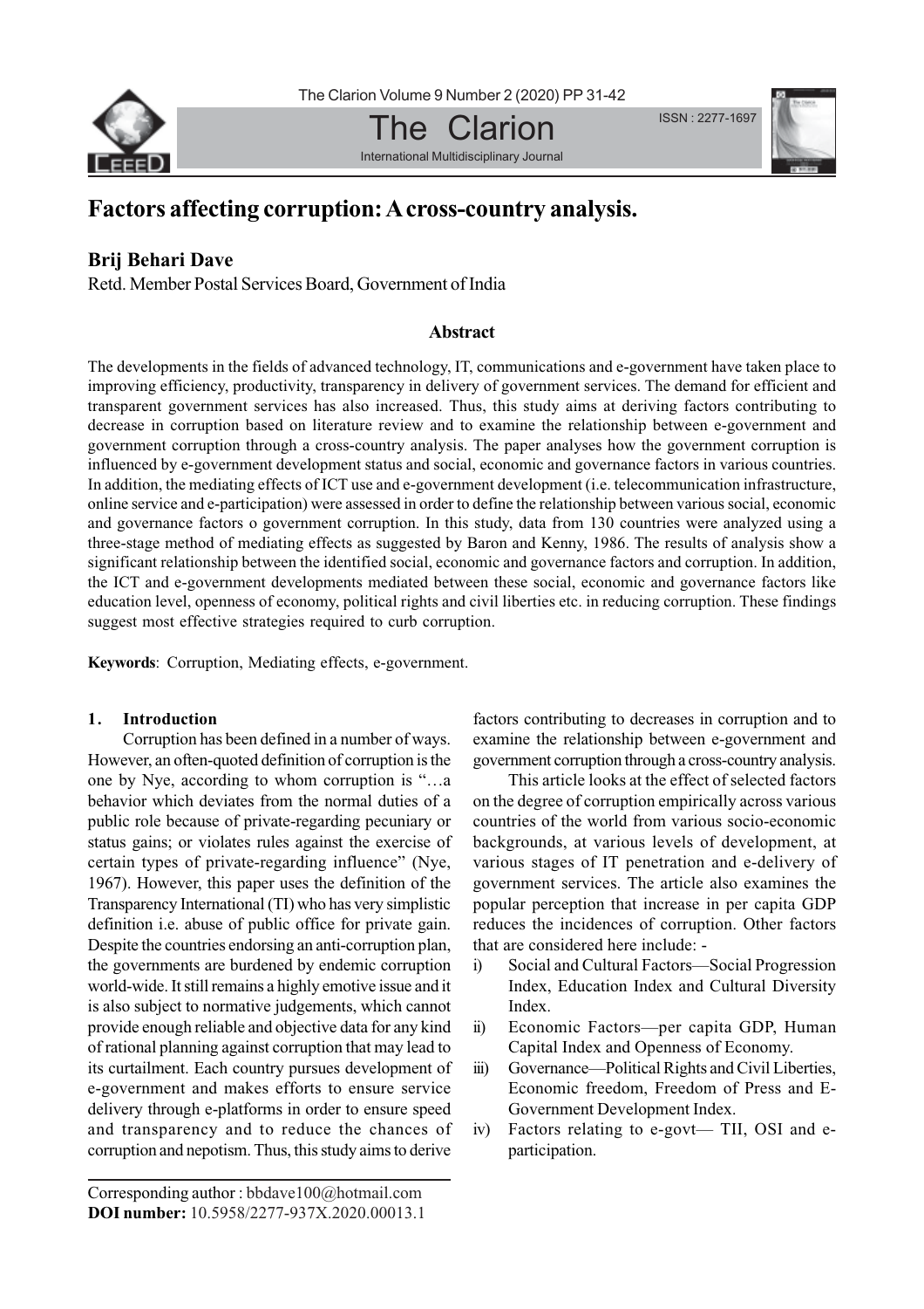# Factors affecting corruption: A cross-country analysis.

**Brij Behari Dave**

Retd. Member Postal Services Board, Government of India

### Abstract

The developments in the fields of advanced technology, IT, communications and e-government have taken place to improving efficiency, productivity, transparency in delivery of government services. The demand for efficient and transparent government services has also increased. Thus, this study aims at deriving factors contributing to decrease in corruption based on literature review and to examine the relationship between e-government and government corruption through a cross-country analysis. The paper analyses how the government corruption is influenced by e-government development status and social, economic and governance factors in various countries. In addition, the mediating effects of ICT use and e-government development (i.e. telecommunication infrastructure, online service and e-participation) were assessed in order to define the relationship between various social, economic and governance factors o government corruption. In this study, data from 130 countries were analyzed using a three-stage method of mediating effects as suggested by Baron and Kenny, 1986. The results of analysis show a significant relationship between the identified social, economic and governance factors and corruption. In addition, the ICT and e-government developments mediated between these social, economic and governance factors like education level, openness of economy, political rights and civil liberties etc. in reducing corruption. These findings suggest most effective strategies required to curb corruption.

**Keywords**: Corruption, Mediating effects, e-government.

## 1. Introduction

Corruption has been defined in a number of ways. However, an often-quoted definition of corruption is the one by Nye, according to whom corruption is "…a behavior which deviates from the normal duties of a public role because of private-regarding pecuniary or status gains; or violates rules against the exercise of certain types of private-regarding influence" (Nye, 1967). However, this paper uses the definition of the Transparency International (TI) who has very simplistic definition i.e. abuse of public office for private gain. Despite the countries endorsing an anti-corruption plan, the governments are burdened by endemic corruption world-wide. It still remains a highly emotive issue and it is also subject to normative judgements, which cannot provide enough reliable and objective data for any kind of rational planning against corruption that may lead to its curtailment. Each country pursues development of e-government and makes efforts to ensure service delivery through e-platforms in order to ensure speed and transparency and to reduce the chances of corruption and nepotism. Thus, this study aims to derive factors contributing to decreases in corruption and to examine the relationship between e-government and government corruption through a cross-country analysis.

This article looks at the effect of selected factors on the degree of corruption empirically across various countries of the world from various socio-economic backgrounds, at various levels of development, at various stages of IT penetration and e-delivery of government services. The article also examines the popular perception that increase in per capita GDP reduces the incidences of corruption. Other factors that are considered here include: -

i) Social and Cultural Factors—Social Progression Index, Education Index and Cultural Diversity Index.
ii) Economic Factors—per capita GDP, Human Capital Index and Openness of Economy.
iii) Governance—Political Rights and Civil Liberties, Economic freedom, Freedom of Press and E-Government Development Index.
iv) Factors relating to e-govt— TII, OSI and e-participation.

Corresponding author : bbdave100@hotmail.com
**DOI number:** 10.5958/2277-937X.2020.00013.1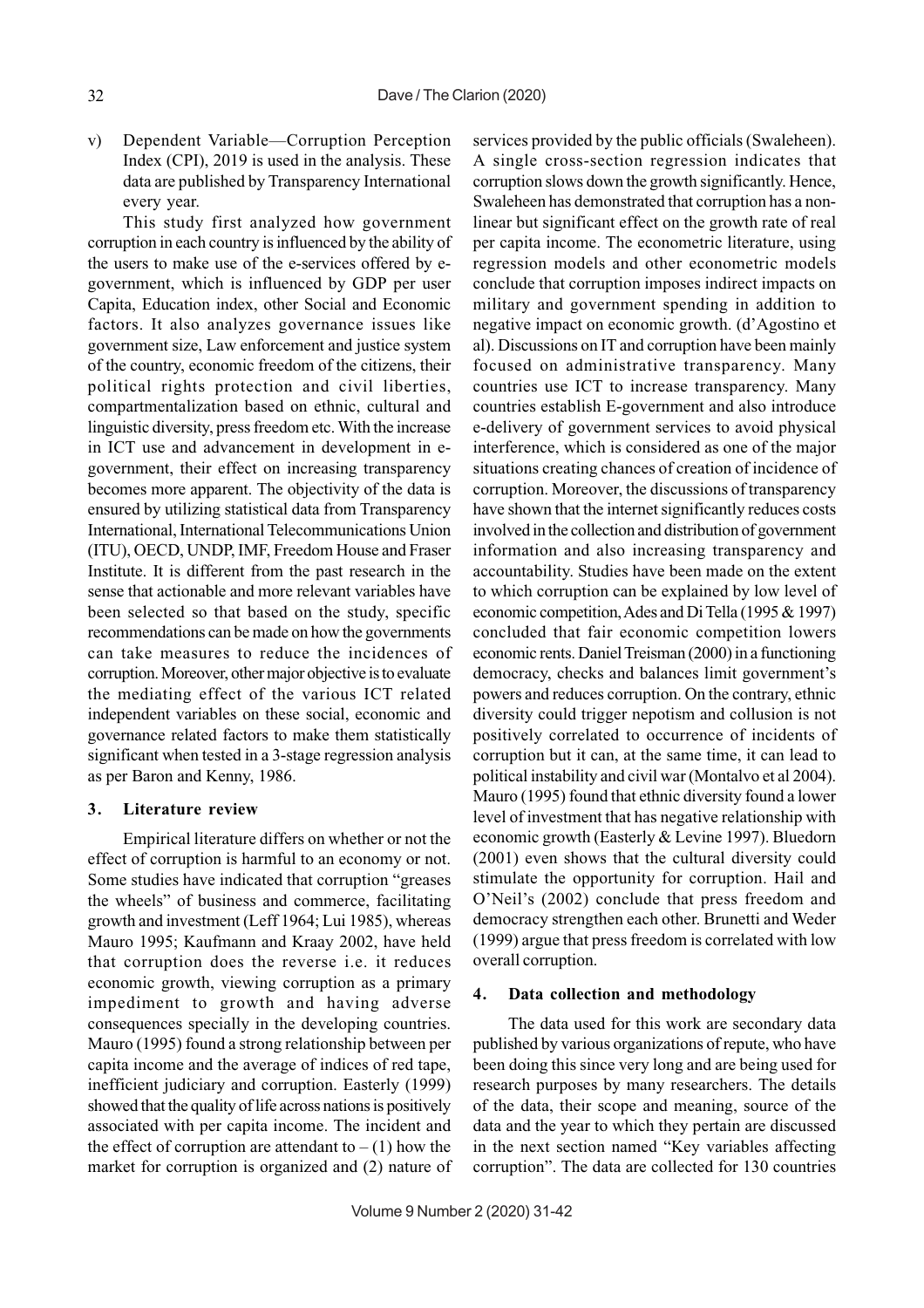v) Dependent Variable—Corruption Perception Index (CPI), 2019 is used in the analysis. These data are published by Transparency International every year.

This study first analyzed how government corruption in each country is influenced by the ability of the users to make use of the e-services offered by e-government, which is influenced by GDP per user Capita, Education index, other Social and Economic factors. It also analyzes governance issues like government size, Law enforcement and justice system of the country, economic freedom of the citizens, their political rights protection and civil liberties, compartmentalization based on ethnic, cultural and linguistic diversity, press freedom etc. With the increase in ICT use and advancement in development in e-government, their effect on increasing transparency becomes more apparent. The objectivity of the data is ensured by utilizing statistical data from Transparency International, International Telecommunications Union (ITU), OECD, UNDP, IMF, Freedom House and Fraser Institute. It is different from the past research in the sense that actionable and more relevant variables have been selected so that based on the study, specific recommendations can be made on how the governments can take measures to reduce the incidences of corruption. Moreover, other major objective is to evaluate the mediating effect of the various ICT related independent variables on these social, economic and governance related factors to make them statistically significant when tested in a 3-stage regression analysis as per Baron and Kenny, 1986.

## 3. Literature review

Empirical literature differs on whether or not the effect of corruption is harmful to an economy or not. Some studies have indicated that corruption "greases the wheels" of business and commerce, facilitating growth and investment (Leff 1964; Lui 1985), whereas Mauro 1995; Kaufmann and Kraay 2002, have held that corruption does the reverse i.e. it reduces economic growth, viewing corruption as a primary impediment to growth and having adverse consequences specially in the developing countries. Mauro (1995) found a strong relationship between per capita income and the average of indices of red tape, inefficient judiciary and corruption. Easterly (1999) showed that the quality of life across nations is positively associated with per capita income. The incident and the effect of corruption are attendant to – (1) how the market for corruption is organized and (2) nature of services provided by the public officials (Swaleheen). A single cross-section regression indicates that corruption slows down the growth significantly. Hence, Swaleheen has demonstrated that corruption has a non-linear but significant effect on the growth rate of real per capita income. The econometric literature, using regression models and other econometric models conclude that corruption imposes indirect impacts on military and government spending in addition to negative impact on economic growth. (d'Agostino et al). Discussions on IT and corruption have been mainly focused on administrative transparency. Many countries use ICT to increase transparency. Many countries establish E-government and also introduce e-delivery of government services to avoid physical interference, which is considered as one of the major situations creating chances of creation of incidence of corruption. Moreover, the discussions of transparency have shown that the internet significantly reduces costs involved in the collection and distribution of government information and also increasing transparency and accountability. Studies have been made on the extent to which corruption can be explained by low level of economic competition, Ades and Di Tella (1995 & 1997) concluded that fair economic competition lowers economic rents. Daniel Treisman (2000) in a functioning democracy, checks and balances limit government's powers and reduces corruption. On the contrary, ethnic diversity could trigger nepotism and collusion is not positively correlated to occurrence of incidents of corruption but it can, at the same time, it can lead to political instability and civil war (Montalvo et al 2004). Mauro (1995) found that ethnic diversity found a lower level of investment that has negative relationship with economic growth (Easterly & Levine 1997). Bluedorn (2001) even shows that the cultural diversity could stimulate the opportunity for corruption. Hail and O'Neil's (2002) conclude that press freedom and democracy strengthen each other. Brunetti and Weder (1999) argue that press freedom is correlated with low overall corruption.

## 4. Data collection and methodology

The data used for this work are secondary data published by various organizations of repute, who have been doing this since very long and are being used for research purposes by many researchers. The details of the data, their scope and meaning, source of the data and the year to which they pertain are discussed in the next section named "Key variables affecting corruption". The data are collected for 130 countries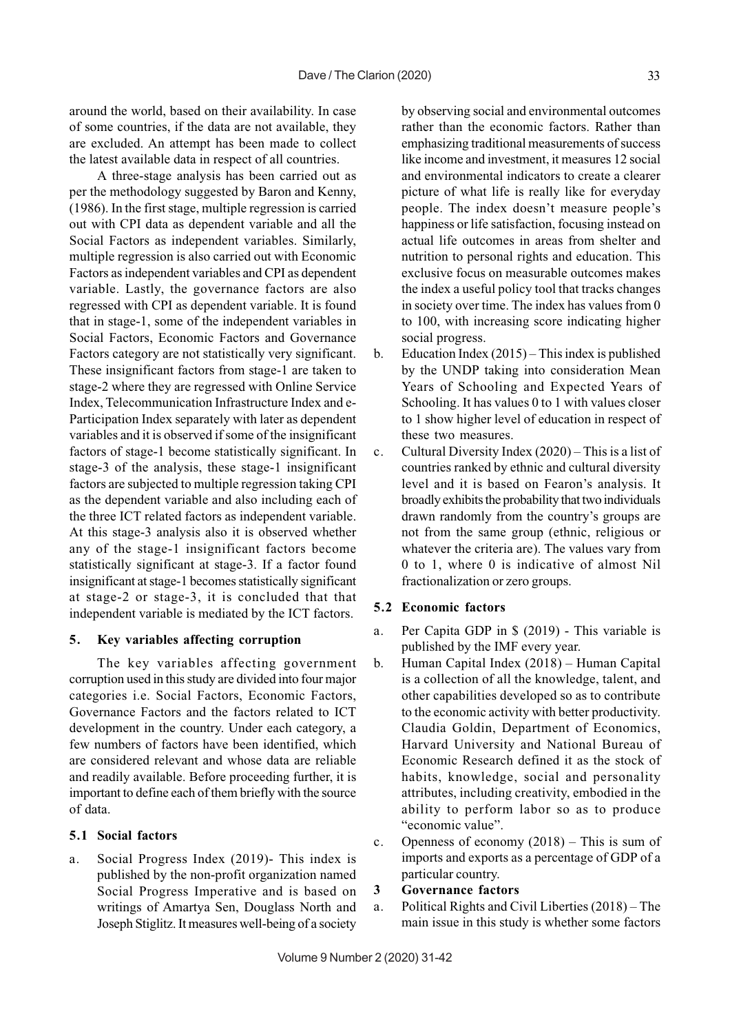around the world, based on their availability. In case of some countries, if the data are not available, they are excluded. An attempt has been made to collect the latest available data in respect of all countries.

A three-stage analysis has been carried out as per the methodology suggested by Baron and Kenny, (1986). In the first stage, multiple regression is carried out with CPI data as dependent variable and all the Social Factors as independent variables. Similarly, multiple regression is also carried out with Economic Factors as independent variables and CPI as dependent variable. Lastly, the governance factors are also regressed with CPI as dependent variable. It is found that in stage-1, some of the independent variables in Social Factors, Economic Factors and Governance Factors category are not statistically very significant. These insignificant factors from stage-1 are taken to stage-2 where they are regressed with Online Service Index, Telecommunication Infrastructure Index and e-Participation Index separately with later as dependent variables and it is observed if some of the insignificant factors of stage-1 become statistically significant. In stage-3 of the analysis, these stage-1 insignificant factors are subjected to multiple regression taking CPI as the dependent variable and also including each of the three ICT related factors as independent variable. At this stage-3 analysis also it is observed whether any of the stage-1 insignificant factors become statistically significant at stage-3. If a factor found insignificant at stage-1 becomes statistically significant at stage-2 or stage-3, it is concluded that that independent variable is mediated by the ICT factors.

## 5. Key variables affecting corruption

The key variables affecting government corruption used in this study are divided into four major categories i.e. Social Factors, Economic Factors, Governance Factors and the factors related to ICT development in the country. Under each category, a few numbers of factors have been identified, which are considered relevant and whose data are reliable and readily available. Before proceeding further, it is important to define each of them briefly with the source of data.

### 5.1 Social factors

a. Social Progress Index (2019)- This index is published by the non-profit organization named Social Progress Imperative and is based on writings of Amartya Sen, Douglass North and Joseph Stiglitz. It measures well-being of a society by observing social and environmental outcomes rather than the economic factors. Rather than emphasizing traditional measurements of success like income and investment, it measures 12 social and environmental indicators to create a clearer picture of what life is really like for everyday people. The index doesn't measure people's happiness or life satisfaction, focusing instead on actual life outcomes in areas from shelter and nutrition to personal rights and education. This exclusive focus on measurable outcomes makes the index a useful policy tool that tracks changes in society over time. The index has values from 0 to 100, with increasing score indicating higher social progress.

b. Education Index (2015) – This index is published by the UNDP taking into consideration Mean Years of Schooling and Expected Years of Schooling. It has values 0 to 1 with values closer to 1 show higher level of education in respect of these two measures.

c. Cultural Diversity Index (2020) – This is a list of countries ranked by ethnic and cultural diversity level and it is based on Fearon's analysis. It broadly exhibits the probability that two individuals drawn randomly from the country's groups are not from the same group (ethnic, religious or whatever the criteria are). The values vary from 0 to 1, where 0 is indicative of almost Nil fractionalization or zero groups.

### 5.2 Economic factors

a. Per Capita GDP in $ (2019) - This variable is published by the IMF every year.

b. Human Capital Index (2018) – Human Capital is a collection of all the knowledge, talent, and other capabilities developed so as to contribute to the economic activity with better productivity. Claudia Goldin, Department of Economics, Harvard University and National Bureau of Economic Research defined it as the stock of habits, knowledge, social and personality attributes, including creativity, embodied in the ability to perform labor so as to produce "economic value".

c. Openness of economy (2018) – This is sum of imports and exports as a percentage of GDP of a particular country.

### 3 Governance factors

a. Political Rights and Civil Liberties (2018) – The main issue in this study is whether some factors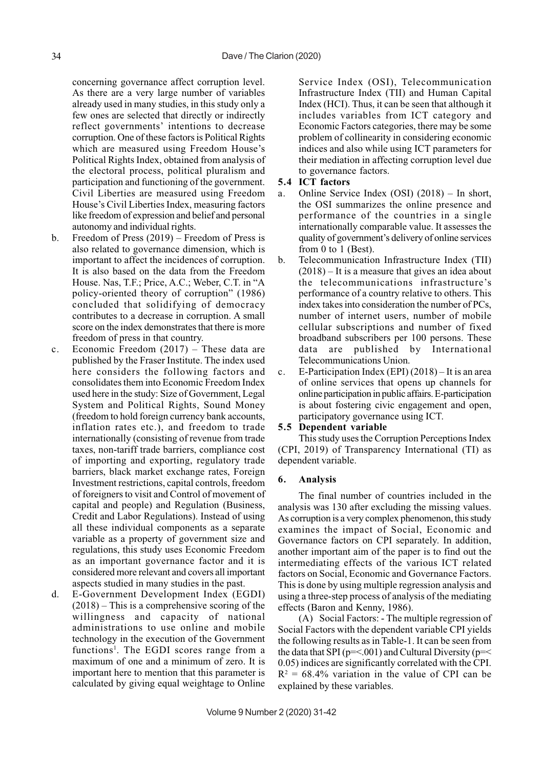concerning governance affect corruption level. As there are a very large number of variables already used in many studies, in this study only a few ones are selected that directly or indirectly reflect governments' intentions to decrease corruption. One of these factors is Political Rights which are measured using Freedom House's Political Rights Index, obtained from analysis of the electoral process, political pluralism and participation and functioning of the government. Civil Liberties are measured using Freedom House's Civil Liberties Index, measuring factors like freedom of expression and belief and personal autonomy and individual rights.

b. Freedom of Press (2019) – Freedom of Press is also related to governance dimension, which is important to affect the incidences of corruption. It is also based on the data from the Freedom House. Nas, T.F.; Price, A.C.; Weber, C.T. in "A policy-oriented theory of corruption" (1986) concluded that solidifying of democracy contributes to a decrease in corruption. A small score on the index demonstrates that there is more freedom of press in that country.

c. Economic Freedom (2017) – These data are published by the Fraser Institute. The index used here considers the following factors and consolidates them into Economic Freedom Index used here in the study: Size of Government, Legal System and Political Rights, Sound Money (freedom to hold foreign currency bank accounts, inflation rates etc.), and freedom to trade internationally (consisting of revenue from trade taxes, non-tariff trade barriers, compliance cost of importing and exporting, regulatory trade barriers, black market exchange rates, Foreign Investment restrictions, capital controls, freedom of foreigners to visit and Control of movement of capital and people) and Regulation (Business, Credit and Labor Regulations). Instead of using all these individual components as a separate variable as a property of government size and regulations, this study uses Economic Freedom as an important governance factor and it is considered more relevant and covers all important aspects studied in many studies in the past.

d. E-Government Development Index (EGDI) (2018) – This is a comprehensive scoring of the willingness and capacity of national administrations to use online and mobile technology in the execution of the Government functions[1]. The EGDI scores range from a maximum of one and a minimum of zero. It is important here to mention that this parameter is calculated by giving equal weightage to Online Service Index (OSI), Telecommunication Infrastructure Index (TII) and Human Capital Index (HCI). Thus, it can be seen that although it includes variables from ICT category and Economic Factors categories, there may be some problem of collinearity in considering economic indices and also while using ICT parameters for their mediation in affecting corruption level due to governance factors.

### 5.4 ICT factors

a. Online Service Index (OSI) (2018) – In short, the OSI summarizes the online presence and performance of the countries in a single internationally comparable value. It assesses the quality of government's delivery of online services from 0 to 1 (Best).

b. Telecommunication Infrastructure Index (TII) (2018) – It is a measure that gives an idea about the telecommunications infrastructure's performance of a country relative to others. This index takes into consideration the number of PCs, number of internet users, number of mobile cellular subscriptions and number of fixed broadband subscribers per 100 persons. These data are published by International Telecommunications Union.

c. E-Participation Index (EPI) (2018) – It is an area of online services that opens up channels for online participation in public affairs. E-participation is about fostering civic engagement and open, participatory governance using ICT.

### 5.5 Dependent variable

This study uses the Corruption Perceptions Index (CPI, 2019) of Transparency International (TI) as dependent variable.

## 6. Analysis

The final number of countries included in the analysis was 130 after excluding the missing values. As corruption is a very complex phenomenon, this study examines the impact of Social, Economic and Governance factors on CPI separately. In addition, another important aim of the paper is to find out the intermediating effects of the various ICT related factors on Social, Economic and Governance Factors. This is done by using multiple regression analysis and using a three-step process of analysis of the mediating effects (Baron and Kenny, 1986).

(A) Social Factors: - The multiple regression of Social Factors with the dependent variable CPI yields the following results as in Table-1. It can be seen from the data that SPI ($p=<.001$) and Cultural Diversity ($p=< 0.05$) indices are significantly correlated with the CPI. $R^2 = 68.4\%$ variation in the value of CPI can be explained by these variables.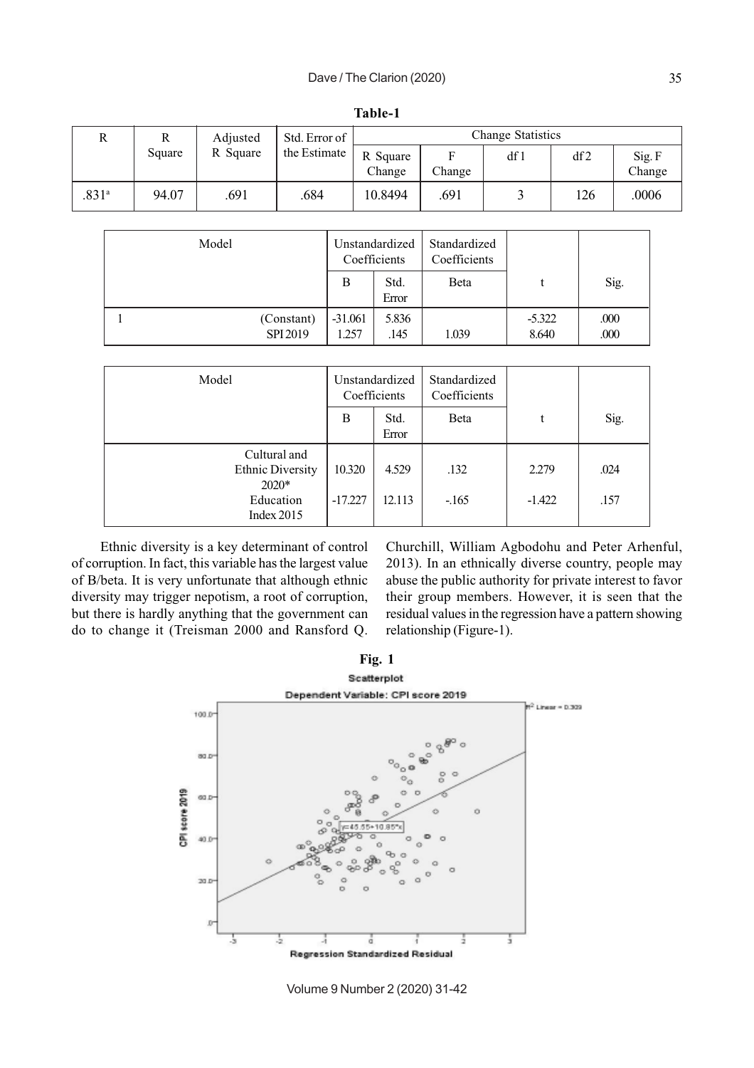**Table-1**

| R | R Square | Adjusted R Square | Std. Error of the Estimate | Change Statistics | | | | |
|---|---|---|---|---|---|---|---|---|
| | | | | R Square Change | F Change | df1 | df2 | Sig. F Change |
| .831[a] | 94.07 | .691 | .684 | 10.8494 | .691 | 3 | 126 | .0006 |

| Model | | Unstandardized Coefficients | | Standardized Coefficients | t | Sig. |
|---|---|---|---|---|---|---|
| | | B | Std. Error | Beta | | |
| 1 | (Constant) | -31.061 | 5.836 | | -5.322 | .000 |
| | SPI 2019 | 1.257 | .145 | 1.039 | 8.640 | .000 |

| Model | Unstandardized Coefficients | | Standardized Coefficients | t | Sig. |
|---|---|---|---|---|---|
| | B | Std. Error | Beta | | |
| Cultural and Ethnic Diversity 2020* | 10.320 | 4.529 | .132 | 2.279 | .024 |
| Education Index 2015 | -17.227 | 12.113 | -.165 | -1.422 | .157 |

Ethnic diversity is a key determinant of control of corruption. In fact, this variable has the largest value of B/beta. It is very unfortunate that although ethnic diversity may trigger nepotism, a root of corruption, but there is hardly anything that the government can do to change it (Treisman 2000 and Ransford Q. Churchill, William Agbodohu and Peter Arhenful, 2013). In an ethnically diverse country, people may abuse the public authority for private interest to favor their group members. However, it is seen that the residual values in the regression have a pattern showing relationship (Figure-1).

**Fig. 1**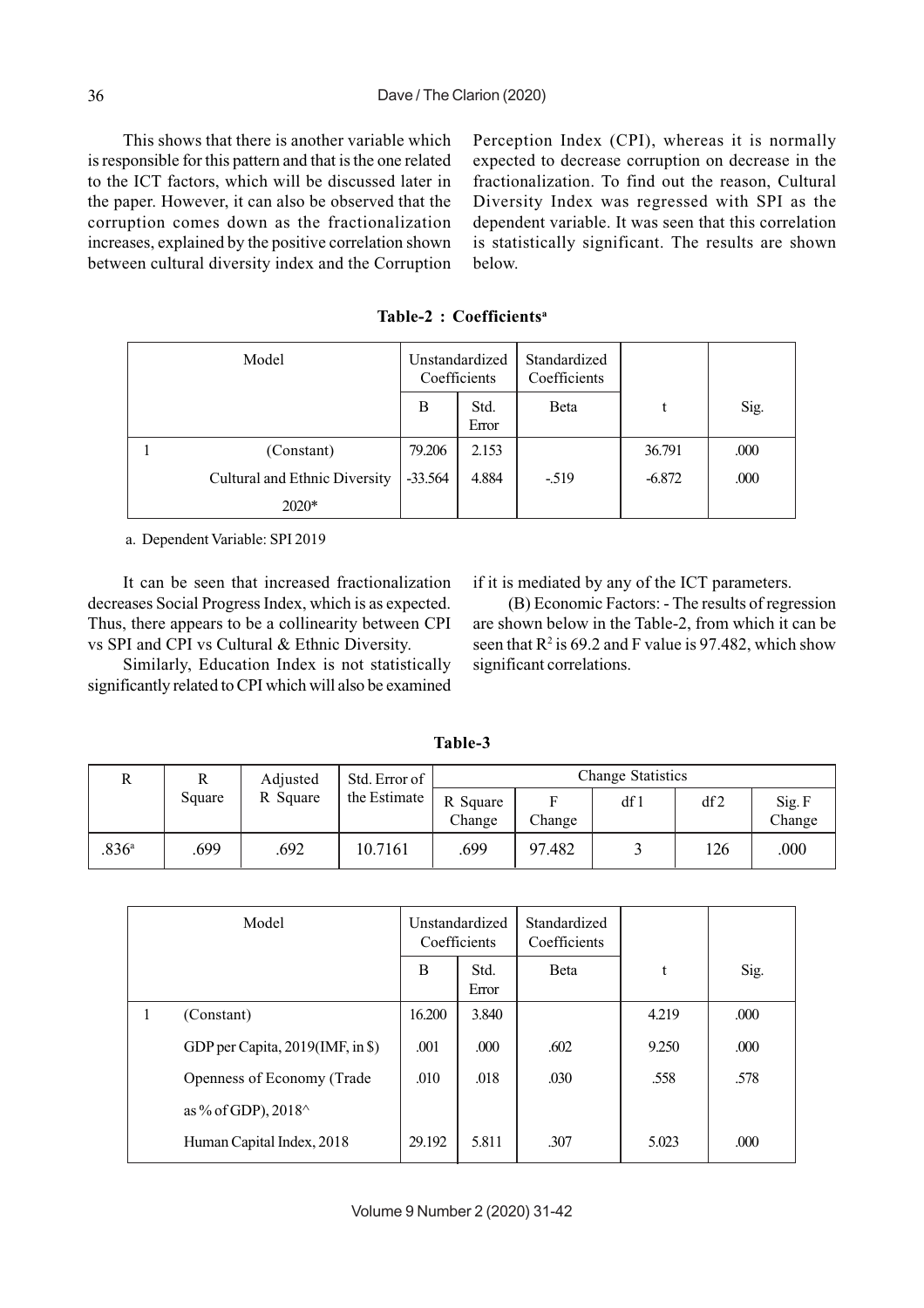This shows that there is another variable which is responsible for this pattern and that is the one related to the ICT factors, which will be discussed later in the paper. However, it can also be observed that the corruption comes down as the fractionalization increases, explained by the positive correlation shown between cultural diversity index and the Corruption Perception Index (CPI), whereas it is normally expected to decrease corruption on decrease in the fractionalization. To find out the reason, Cultural Diversity Index was regressed with SPI as the dependent variable. It was seen that this correlation is statistically significant. The results are shown below.

**Table-2 : Coefficients[a]**

| Model | | Unstandardized Coefficients | | Standardized Coefficients | | |
|---|---|---|---|---|---|---|
| | | B | Std. Error | Beta | t | Sig. |
| 1 | (Constant) | 79.206 | 2.153 | | 36.791 | .000 |
| | Cultural and Ethnic Diversity 2020* | -33.564 | 4.884 | -.519 | -6.872 | .000 |

a. Dependent Variable: SPI 2019

It can be seen that increased fractionalization decreases Social Progress Index, which is as expected. Thus, there appears to be a collinearity between CPI vs SPI and CPI vs Cultural & Ethnic Diversity.

Similarly, Education Index is not statistically significantly related to CPI which will also be examined if it is mediated by any of the ICT parameters.

(B) Economic Factors: - The results of regression are shown below in the Table-2, from which it can be seen that $R^2$ is 69.2 and F value is 97.482, which show significant correlations.

**Table-3**

| R | R Square | Adjusted R Square | Std. Error of the Estimate | Change Statistics | | | | |
|---|---|---|---|---|---|---|---|---|
| | | | | R Square Change | F Change | df1 | df2 | Sig. F Change |
| .836[a] | .699 | .692 | 10.7161 | .699 | 97.482 | 3 | 126 | .000 |

| Model | | Unstandardized Coefficients | | Standardized Coefficients | | |
|---|---|---|---|---|---|---|
| | | B | Std. Error | Beta | t | Sig. |
| 1 | (Constant) | 16.200 | 3.840 | | 4.219 | .000 |
| | GDP per Capita, 2019(IMF, in $) | .001 | .000 | .602 | 9.250 | .000 |
| | Openness of Economy (Trade as % of GDP), 2018^ | .010 | .018 | .030 | .558 | .578 |
| | Human Capital Index, 2018 | 29.192 | 5.811 | .307 | 5.023 | .000 |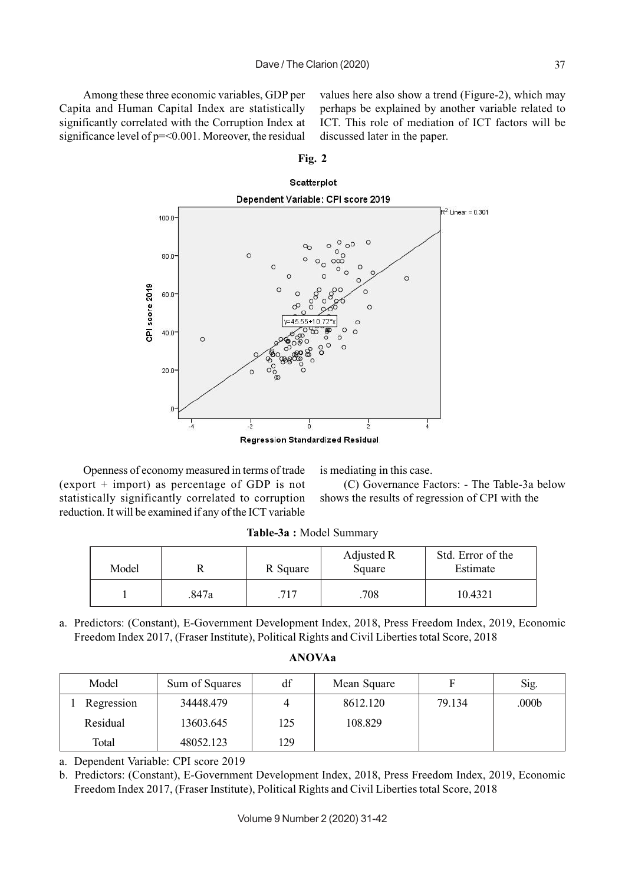Among these three economic variables, GDP per Capita and Human Capital Index are statistically significantly correlated with the Corruption Index at significance level of p=<0.001. Moreover, the residual values here also show a trend (Figure-2), which may perhaps be explained by another variable related to ICT. This role of mediation of ICT factors will be discussed later in the paper.

**Fig. 2**

Openness of economy measured in terms of trade (export + import) as percentage of GDP is not statistically significantly correlated to corruption reduction. It will be examined if any of the ICT variable is mediating in this case.

(C) Governance Factors: - The Table-3a below shows the results of regression of CPI with the

**Table-3a :** Model Summary

| Model | R | R Square | Adjusted R Square | Std. Error of the Estimate |
|---|---|---|---|---|
| 1 | .847a | .717 | .708 | 10.4321 |

a. Predictors: (Constant), E-Government Development Index, 2018, Press Freedom Index, 2019, Economic Freedom Index 2017, (Fraser Institute), Political Rights and Civil Liberties total Score, 2018

**ANOVAa**

| Model | Sum of Squares | df | Mean Square | F | Sig. |
|---|---|---|---|---|---|
| 1 Regression | 34448.479 | 4 | 8612.120 | 79.134 | .000b |
| Residual | 13603.645 | 125 | 108.829 | | |
| Total | 48052.123 | 129 | | | |

a. Dependent Variable: CPI score 2019

b. Predictors: (Constant), E-Government Development Index, 2018, Press Freedom Index, 2019, Economic Freedom Index 2017, (Fraser Institute), Political Rights and Civil Liberties total Score, 2018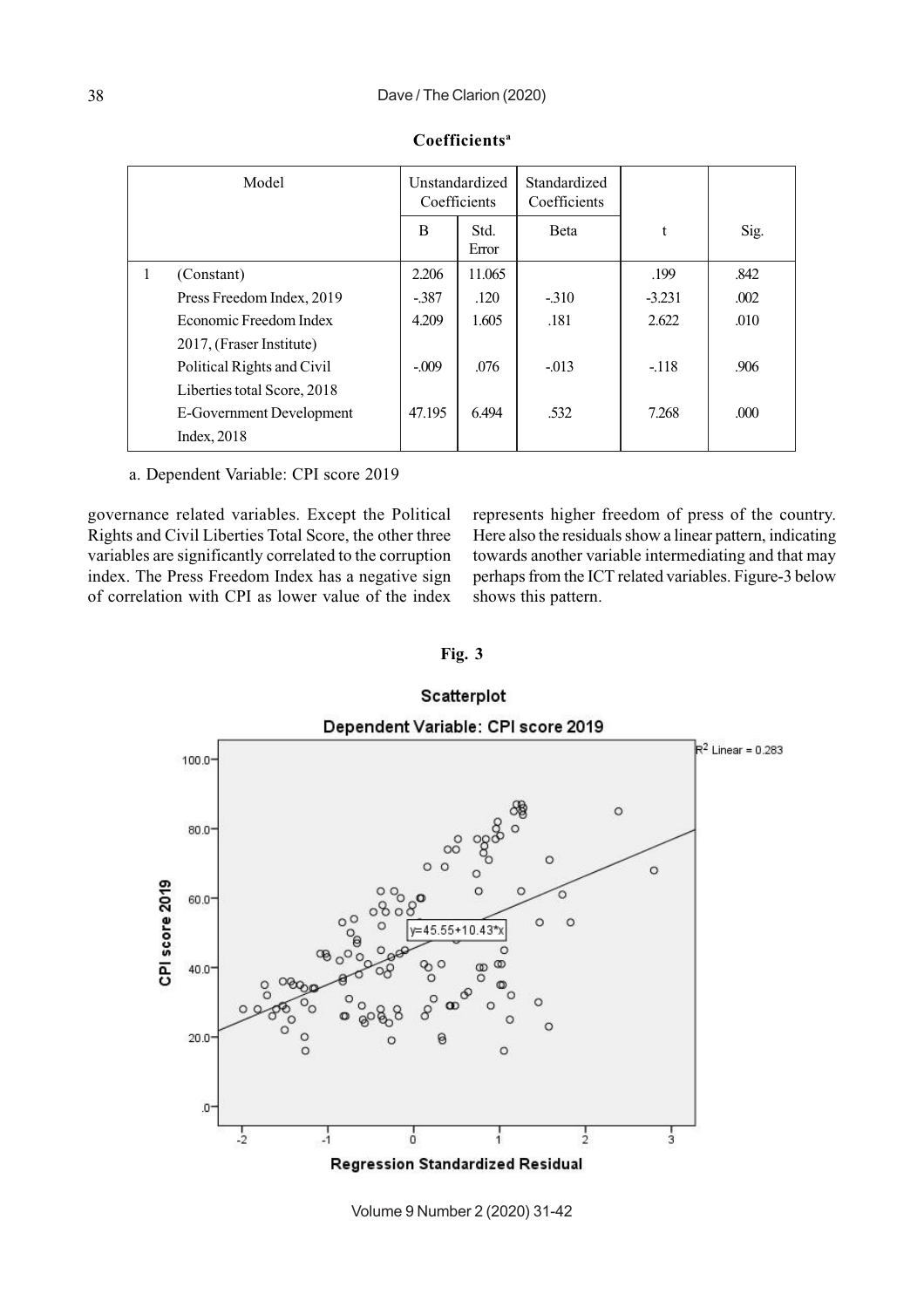**Coefficients[a]**

| Model | | Unstandardized Coefficients | | Standardized Coefficients | t | Sig. |
|---|---|---|---|---|---|---|
| | | B | Std. Error | Beta | | |
| 1 | (Constant) | 2.206 | 11.065 | | .199 | .842 |
| | Press Freedom Index, 2019 | -.387 | .120 | -.310 | -3.231 | .002 |
| | Economic Freedom Index 2017, (Fraser Institute) | 4.209 | 1.605 | .181 | 2.622 | .010 |
| | Political Rights and Civil Liberties total Score, 2018 | -.009 | .076 | -.013 | -.118 | .906 |
| | E-Government Development Index, 2018 | 47.195 | 6.494 | .532 | 7.268 | .000 |

a. Dependent Variable: CPI score 2019

governance related variables. Except the Political Rights and Civil Liberties Total Score, the other three variables are significantly correlated to the corruption index. The Press Freedom Index has a negative sign of correlation with CPI as lower value of the index represents higher freedom of press of the country. Here also the residuals show a linear pattern, indicating towards another variable intermediating and that may perhaps from the ICT related variables. Figure-3 below shows this pattern.

**Fig. 3**

Scatterplot

Dependent Variable: CPI score 2019

$R^2$ Linear = 0.283

y=45.55+10.43*x

CPI score 2019

Regression Standardized Residual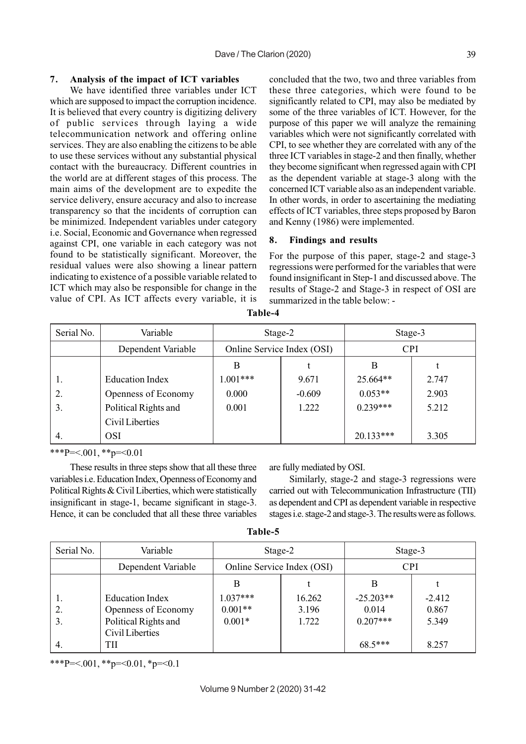## 7. Analysis of the impact of ICT variables

We have identified three variables under ICT which are supposed to impact the corruption incidence. It is believed that every country is digitizing delivery of public services through laying a wide telecommunication network and offering online services. They are also enabling the citizens to be able to use these services without any substantial physical contact with the bureaucracy. Different countries in the world are at different stages of this process. The main aims of the development are to expedite the service delivery, ensure accuracy and also to increase transparency so that the incidents of corruption can be minimized. Independent variables under category i.e. Social, Economic and Governance when regressed against CPI, one variable in each category was not found to be statistically significant. Moreover, the residual values were also showing a linear pattern indicating to existence of a possible variable related to ICT which may also be responsible for change in the value of CPI. As ICT affects every variable, it is concluded that the two, two and three variables from these three categories, which were found to be significantly related to CPI, may also be mediated by some of the three variables of ICT. However, for the purpose of this paper we will analyze the remaining variables which were not significantly correlated with CPI, to see whether they are correlated with any of the three ICT variables in stage-2 and then finally, whether they become significant when regressed again with CPI as the dependent variable at stage-3 along with the concerned ICT variable also as an independent variable. In other words, in order to ascertaining the mediating effects of ICT variables, three steps proposed by Baron and Kenny (1986) were implemented.

## 8. Findings and results

For the purpose of this paper, stage-2 and stage-3 regressions were performed for the variables that were found insignificant in Step-1 and discussed above. The results of Stage-2 and Stage-3 in respect of OSI are summarized in the table below: -

**Table-4**

| Serial No. | Variable | Stage-2 | | Stage-3 | |
|---|---|---|---|---|---|
| | Dependent Variable | Online Service Index (OSI) | | CPI | |
| | | B | t | B | t |
| 1. | Education Index | 1.001*** | 9.671 | 25.664** | 2.747 |
| 2. | Openness of Economy | 0.000 | -0.609 | 0.053** | 2.903 |
| 3. | Political Rights and Civil Liberties | 0.001 | 1.222 | 0.239*** | 5.212 |
| 4. | OSI | | | 20.133*** | 3.305 |

***P=<.001, **p=<0.01

These results in three steps show that all these three variables i.e. Education Index, Openness of Economy and Political Rights & Civil Liberties, which were statistically insignificant in stage-1, became significant in stage-3. Hence, it can be concluded that all these three variables are fully mediated by OSI.

Similarly, stage-2 and stage-3 regressions were carried out with Telecommunication Infrastructure (TII) as dependent and CPI as dependent variable in respective stages i.e. stage-2 and stage-3. The results were as follows.

**Table-5**

| Serial No. | Variable | Stage-2 | | Stage-3 | |
|---|---|---|---|---|---|
| | Dependent Variable | Online Service Index (OSI) | | CPI | |
| | | B | t | B | t |
| 1. | Education Index | 1.037*** | 16.262 | -25.203** | -2.412 |
| 2. | Openness of Economy | 0.001** | 3.196 | 0.014 | 0.867 |
| 3. | Political Rights and Civil Liberties | 0.001* | 1.722 | 0.207*** | 5.349 |
| 4. | TII | | | 68.5*** | 8.257 |

***P=<.001, **p=<0.01, *p=<0.1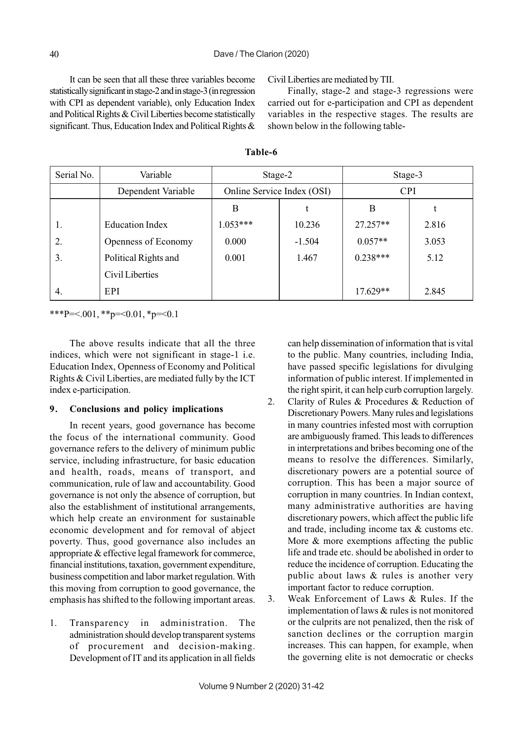It can be seen that all these three variables become statistically significant in stage-2 and in stage-3 (in regression with CPI as dependent variable), only Education Index and Political Rights & Civil Liberties become statistically significant. Thus, Education Index and Political Rights & Civil Liberties are mediated by TII.

Finally, stage-2 and stage-3 regressions were carried out for e-participation and CPI as dependent variables in the respective stages. The results are shown below in the following table-

**Table-6**

| Serial No. | Variable | Stage-2 | | Stage-3 | |
|---|---|---|---|---|---|
| | Dependent Variable | Online Service Index (OSI) | | CPI | |
| | | B | t | B | t |
| 1. | Education Index | 1.053*** | 10.236 | 27.257** | 2.816 |
| 2. | Openness of Economy | 0.000 | -1.504 | 0.057** | 3.053 |
| 3. | Political Rights and Civil Liberties | 0.001 | 1.467 | 0.238*** | 5.12 |
| 4. | EPI | | | 17.629** | 2.845 |

***P=<.001, **p=<0.01, *p=<0.1

The above results indicate that all the three indices, which were not significant in stage-1 i.e. Education Index, Openness of Economy and Political Rights & Civil Liberties, are mediated fully by the ICT index e-participation.

## 9. Conclusions and policy implications

In recent years, good governance has become the focus of the international community. Good governance refers to the delivery of minimum public service, including infrastructure, for basic education and health, roads, means of transport, and communication, rule of law and accountability. Good governance is not only the absence of corruption, but also the establishment of institutional arrangements, which help create an environment for sustainable economic development and for removal of abject poverty. Thus, good governance also includes an appropriate & effective legal framework for commerce, financial institutions, taxation, government expenditure, business competition and labor market regulation. With this moving from corruption to good governance, the emphasis has shifted to the following important areas.

1. Transparency in administration. The administration should develop transparent systems of procurement and decision-making. Development of IT and its application in all fields can help dissemination of information that is vital to the public. Many countries, including India, have passed specific legislations for divulging information of public interest. If implemented in the right spirit, it can help curb corruption largely.
2. Clarity of Rules & Procedures & Reduction of Discretionary Powers. Many rules and legislations in many countries infested most with corruption are ambiguously framed. This leads to differences in interpretations and bribes becoming one of the means to resolve the differences. Similarly, discretionary powers are a potential source of corruption. This has been a major source of corruption in many countries. In Indian context, many administrative authorities are having discretionary powers, which affect the public life and trade, including income tax & customs etc. More & more exemptions affecting the public life and trade etc. should be abolished in order to reduce the incidence of corruption. Educating the public about laws & rules is another very important factor to reduce corruption.
3. Weak Enforcement of Laws & Rules. If the implementation of laws & rules is not monitored or the culprits are not penalized, then the risk of sanction declines or the corruption margin increases. This can happen, for example, when the governing elite is not democratic or checks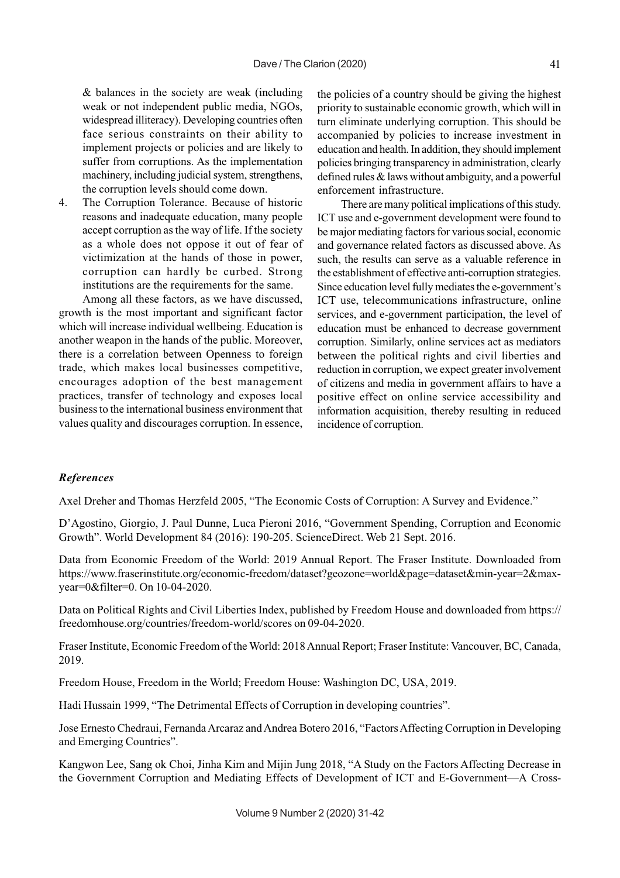& balances in the society are weak (including weak or not independent public media, NGOs, widespread illiteracy). Developing countries often face serious constraints on their ability to implement projects or policies and are likely to suffer from corruptions. As the implementation machinery, including judicial system, strengthens, the corruption levels should come down.

4. The Corruption Tolerance. Because of historic reasons and inadequate education, many people accept corruption as the way of life. If the society as a whole does not oppose it out of fear of victimization at the hands of those in power, corruption can hardly be curbed. Strong institutions are the requirements for the same.

Among all these factors, as we have discussed, growth is the most important and significant factor which will increase individual wellbeing. Education is another weapon in the hands of the public. Moreover, there is a correlation between Openness to foreign trade, which makes local businesses competitive, encourages adoption of the best management practices, transfer of technology and exposes local business to the international business environment that values quality and discourages corruption. In essence, the policies of a country should be giving the highest priority to sustainable economic growth, which will in turn eliminate underlying corruption. This should be accompanied by policies to increase investment in education and health. In addition, they should implement policies bringing transparency in administration, clearly defined rules & laws without ambiguity, and a powerful enforcement infrastructure.

There are many political implications of this study. ICT use and e-government development were found to be major mediating factors for various social, economic and governance related factors as discussed above. As such, the results can serve as a valuable reference in the establishment of effective anti-corruption strategies. Since education level fully mediates the e-government's ICT use, telecommunications infrastructure, online services, and e-government participation, the level of education must be enhanced to decrease government corruption. Similarly, online services act as mediators between the political rights and civil liberties and reduction in corruption, we expect greater involvement of citizens and media in government affairs to have a positive effect on online service accessibility and information acquisition, thereby resulting in reduced incidence of corruption.

### *References*

Axel Dreher and Thomas Herzfeld 2005, "The Economic Costs of Corruption: A Survey and Evidence."

D'Agostino, Giorgio, J. Paul Dunne, Luca Pieroni 2016, "Government Spending, Corruption and Economic Growth". World Development 84 (2016): 190-205. ScienceDirect. Web 21 Sept. 2016.

Data from Economic Freedom of the World: 2019 Annual Report. The Fraser Institute. Downloaded from https://www.fraserinstitute.org/economic-freedom/dataset?geozone=world&page=dataset&min-year=2&max-year=0&filter=0. On 10-04-2020.

Data on Political Rights and Civil Liberties Index, published by Freedom House and downloaded from https://freedomhouse.org/countries/freedom-world/scores on 09-04-2020.

Fraser Institute, Economic Freedom of the World: 2018 Annual Report; Fraser Institute: Vancouver, BC, Canada, 2019.

Freedom House, Freedom in the World; Freedom House: Washington DC, USA, 2019.

Hadi Hussain 1999, "The Detrimental Effects of Corruption in developing countries".

Jose Ernesto Chedraui, Fernanda Arcaraz and Andrea Botero 2016, "Factors Affecting Corruption in Developing and Emerging Countries".

Kangwon Lee, Sang ok Choi, Jinha Kim and Mijin Jung 2018, "A Study on the Factors Affecting Decrease in the Government Corruption and Mediating Effects of Development of ICT and E-Government—A Cross-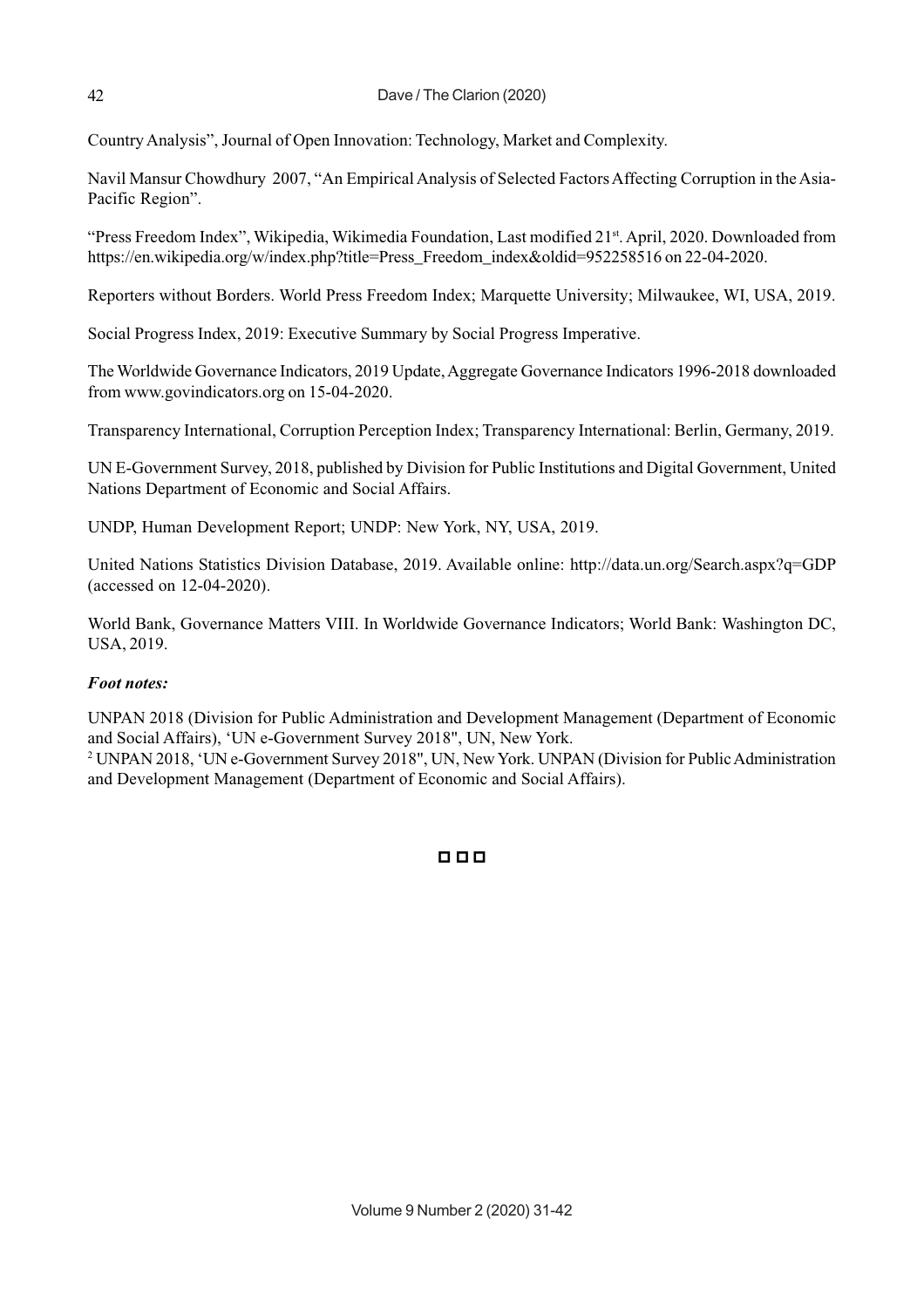Country Analysis", Journal of Open Innovation: Technology, Market and Complexity.

Navil Mansur Chowdhury 2007, "An Empirical Analysis of Selected Factors Affecting Corruption in the Asia-Pacific Region".

"Press Freedom Index", Wikipedia, Wikimedia Foundation, Last modified 21st. April, 2020. Downloaded from https://en.wikipedia.org/w/index.php?title=Press_Freedom_index&oldid=952258516 on 22-04-2020.

Reporters without Borders. World Press Freedom Index; Marquette University; Milwaukee, WI, USA, 2019.

Social Progress Index, 2019: Executive Summary by Social Progress Imperative.

The Worldwide Governance Indicators, 2019 Update, Aggregate Governance Indicators 1996-2018 downloaded from www.govindicators.org on 15-04-2020.

Transparency International, Corruption Perception Index; Transparency International: Berlin, Germany, 2019.

UN E-Government Survey, 2018, published by Division for Public Institutions and Digital Government, United Nations Department of Economic and Social Affairs.

UNDP, Human Development Report; UNDP: New York, NY, USA, 2019.

United Nations Statistics Division Database, 2019. Available online: http://data.un.org/Search.aspx?q=GDP (accessed on 12-04-2020).

World Bank, Governance Matters VIII. In Worldwide Governance Indicators; World Bank: Washington DC, USA, 2019.

***Foot notes:***

UNPAN 2018 (Division for Public Administration and Development Management (Department of Economic and Social Affairs), 'UN e-Government Survey 2018", UN, New York.
[2] UNPAN 2018, 'UN e-Government Survey 2018", UN, New York. UNPAN (Division for Public Administration and Development Management (Department of Economic and Social Affairs).

❑ ❑ ❑